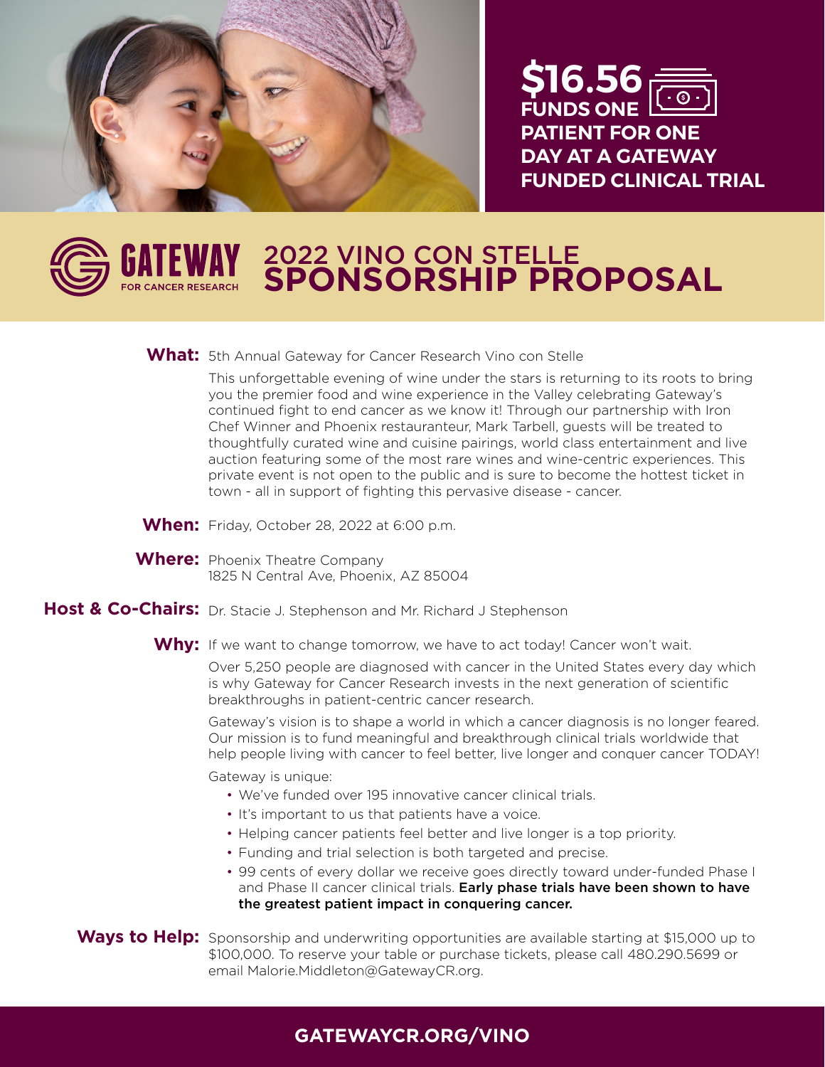**$16.56 FUNDS ONE PATIENT FOR ONE DAY AT A GATEWAY FUNDED CLINICAL TRIAL**

GATEWAY FOR CANCER RESEARCH

# 2022 VINO CON STELLE SPONSORSHIP PROPOSAL

**What:** 5th Annual Gateway for Cancer Research Vino con Stelle

This unforgettable evening of wine under the stars is returning to its roots to bring you the premier food and wine experience in the Valley celebrating Gateway's continued fight to end cancer as we know it! Through our partnership with Iron Chef Winner and Phoenix restauranteur, Mark Tarbell, guests will be treated to thoughtfully curated wine and cuisine pairings, world class entertainment and live auction featuring some of the most rare wines and wine-centric experiences. This private event is not open to the public and is sure to become the hottest ticket in town - all in support of fighting this pervasive disease - cancer.

**When:** Friday, October 28, 2022 at 6:00 p.m.

**Where:** Phoenix Theatre Company
1825 N Central Ave, Phoenix, AZ 85004

**Host & Co-Chairs:** Dr. Stacie J. Stephenson and Mr. Richard J Stephenson

**Why:** If we want to change tomorrow, we have to act today! Cancer won't wait.

Over 5,250 people are diagnosed with cancer in the United States every day which is why Gateway for Cancer Research invests in the next generation of scientific breakthroughs in patient-centric cancer research.

Gateway's vision is to shape a world in which a cancer diagnosis is no longer feared. Our mission is to fund meaningful and breakthrough clinical trials worldwide that help people living with cancer to feel better, live longer and conquer cancer TODAY!

Gateway is unique:

- We've funded over 195 innovative cancer clinical trials.
- It's important to us that patients have a voice.
- Helping cancer patients feel better and live longer is a top priority.
- Funding and trial selection is both targeted and precise.
- 99 cents of every dollar we receive goes directly toward under-funded Phase I and Phase II cancer clinical trials. **Early phase trials have been shown to have the greatest patient impact in conquering cancer.**

**Ways to Help:** Sponsorship and underwriting opportunities are available starting at $15,000 up to $100,000. To reserve your table or purchase tickets, please call 480.290.5699 or email Malorie.Middleton@GatewayCR.org.

**GATEWAYCR.ORG/VINO**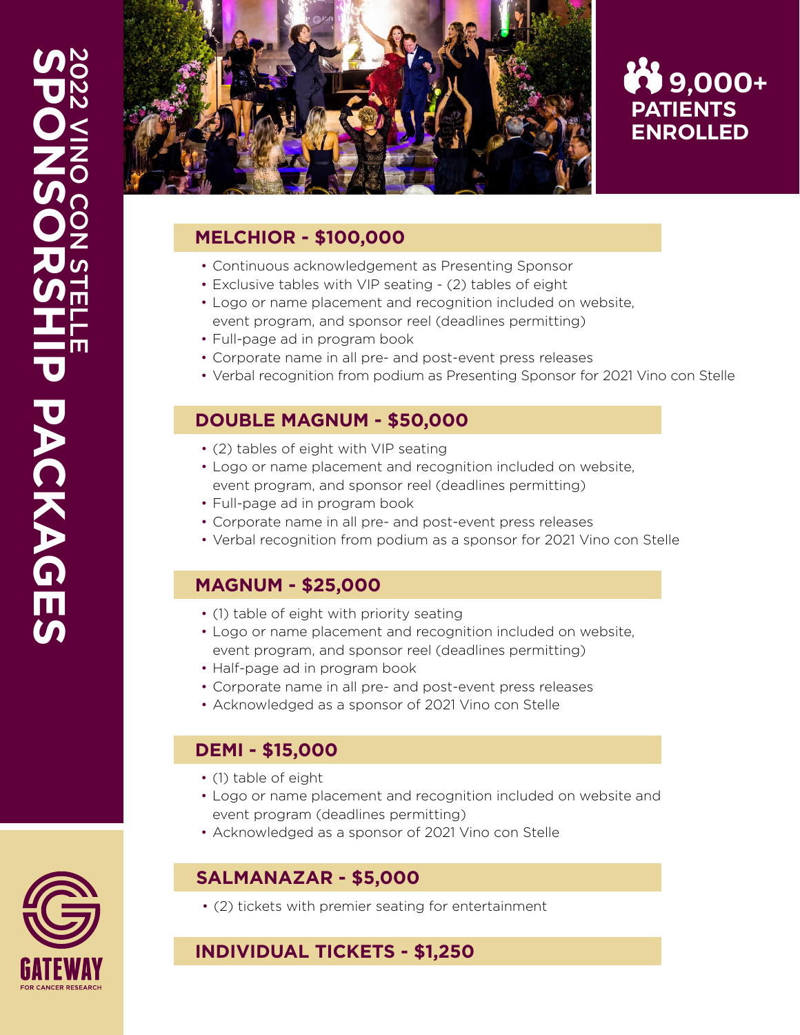# 2022 VINO CON STELLE SPONSORSHIP PACKAGES

**9,000+ PATIENTS ENROLLED**

## MELCHIOR - $100,000

- Continuous acknowledgement as Presenting Sponsor
- Exclusive tables with VIP seating - (2) tables of eight
- Logo or name placement and recognition included on website, event program, and sponsor reel (deadlines permitting)
- Full-page ad in program book
- Corporate name in all pre- and post-event press releases
- Verbal recognition from podium as Presenting Sponsor for 2021 Vino con Stelle

## DOUBLE MAGNUM - $50,000

- (2) tables of eight with VIP seating
- Logo or name placement and recognition included on website, event program, and sponsor reel (deadlines permitting)
- Full-page ad in program book
- Corporate name in all pre- and post-event press releases
- Verbal recognition from podium as a sponsor for 2021 Vino con Stelle

## MAGNUM - $25,000

- (1) table of eight with priority seating
- Logo or name placement and recognition included on website, event program, and sponsor reel (deadlines permitting)
- Half-page ad in program book
- Corporate name in all pre- and post-event press releases
- Acknowledged as a sponsor of 2021 Vino con Stelle

## DEMI - $15,000

- (1) table of eight
- Logo or name placement and recognition included on website and event program (deadlines permitting)
- Acknowledged as a sponsor of 2021 Vino con Stelle

## SALMANAZAR - $5,000

- (2) tickets with premier seating for entertainment

## INDIVIDUAL TICKETS - $1,250

GATEWAY FOR CANCER RESEARCH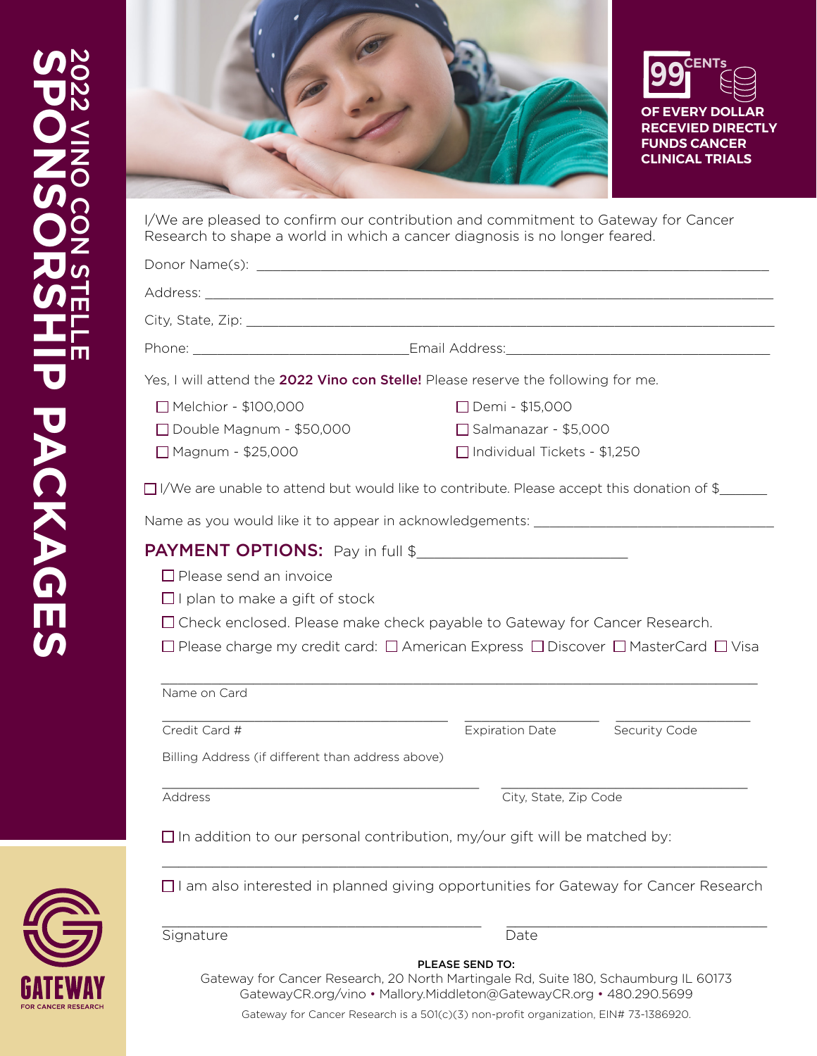# 2022 VINO CON STELLE SPONSORSHIP PACKAGES

99 CENTs OF EVERY DOLLAR RECEVIED DIRECTLY FUNDS CANCER CLINICAL TRIALS

I/We are pleased to confirm our contribution and commitment to Gateway for Cancer Research to shape a world in which a cancer diagnosis is no longer feared.

Donor Name(s): ______________________________

Address: ______________________________

City, State, Zip: ______________________________

Phone: ______________________________ Email Address: ______________________________

Yes, I will attend the **2022 Vino con Stelle!** Please reserve the following for me.

- ☐ Melchior - $100,000
- ☐ Double Magnum - $50,000
- ☐ Magnum - $25,000
- ☐ Demi - $15,000
- ☐ Salmanazar - $5,000
- ☐ Individual Tickets - $1,250

☐ I/We are unable to attend but would like to contribute. Please accept this donation of $______

Name as you would like it to appear in acknowledgements: ______________________________

## PAYMENT OPTIONS: Pay in full $______________________________

- ☐ Please send an invoice
- ☐ I plan to make a gift of stock
- ☐ Check enclosed. Please make check payable to Gateway for Cancer Research.
- ☐ Please charge my credit card: ☐ American Express ☐ Discover ☐ MasterCard ☐ Visa

______________________________
Name on Card

______________________________ ______________ ______________
Credit Card # Expiration Date Security Code

Billing Address (if different than address above)

______________________________ ______________________________
Address City, State, Zip Code

☐ In addition to our personal contribution, my/our gift will be matched by:

______________________________

☐ I am also interested in planned giving opportunities for Gateway for Cancer Research

______________________________ ______________________________
Signature Date

**PLEASE SEND TO:**

Gateway for Cancer Research, 20 North Martingale Rd, Suite 180, Schaumburg IL 60173
GatewayCR.org/vino • Mallory.Middleton@GatewayCR.org • 480.290.5699

Gateway for Cancer Research is a 501(c)(3) non-profit organization, EIN# 73-1386920.

GATEWAY FOR CANCER RESEARCH